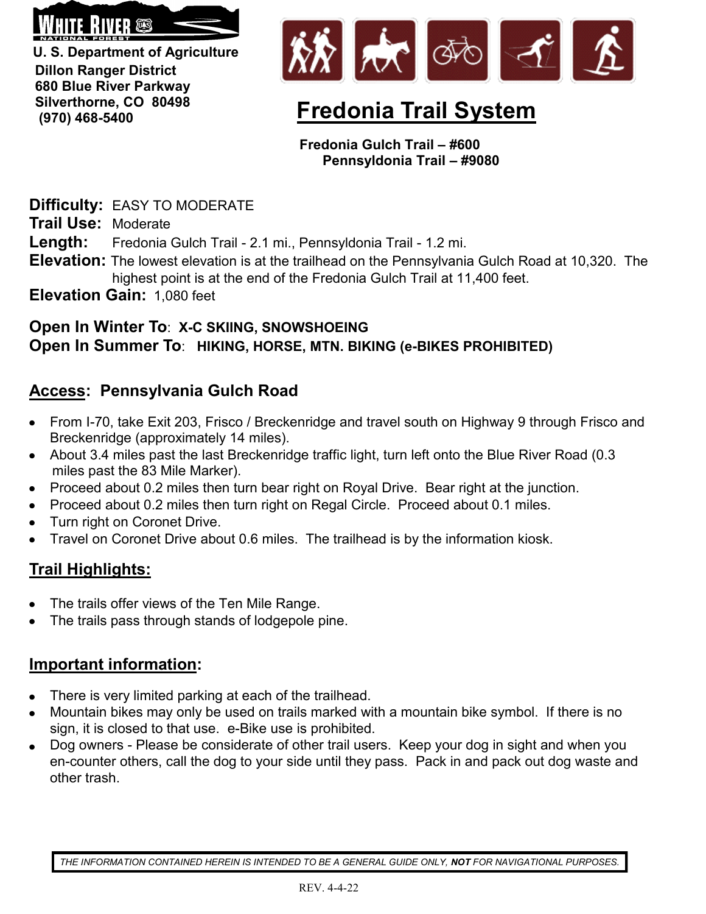WHITE RIVER NATIONAL FOREST

U. S. Department of Agriculture
Dillon Ranger District
680 Blue River Parkway
Silverthorne, CO 80498
(970) 468-5400

# Fredonia Trail System

**Fredonia Gulch Trail – #600**
**Pennsyldonia Trail – #9080**

**Difficulty:** EASY TO MODERATE
**Trail Use:** Moderate
**Length:** Fredonia Gulch Trail - 2.1 mi., Pennsyldonia Trail - 1.2 mi.
**Elevation:** The lowest elevation is at the trailhead on the Pennsylvania Gulch Road at 10,320. The highest point is at the end of the Fredonia Gulch Trail at 11,400 feet.
**Elevation Gain:** 1,080 feet

**Open In Winter To**: **X-C SKIING, SNOWSHOEING**
**Open In Summer To**: **HIKING, HORSE, MTN. BIKING (e-BIKES PROHIBITED)**

## Access: Pennsylvania Gulch Road

- From I-70, take Exit 203, Frisco / Breckenridge and travel south on Highway 9 through Frisco and Breckenridge (approximately 14 miles).
- About 3.4 miles past the last Breckenridge traffic light, turn left onto the Blue River Road (0.3 miles past the 83 Mile Marker).
- Proceed about 0.2 miles then turn bear right on Royal Drive. Bear right at the junction.
- Proceed about 0.2 miles then turn right on Regal Circle. Proceed about 0.1 miles.
- Turn right on Coronet Drive.
- Travel on Coronet Drive about 0.6 miles. The trailhead is by the information kiosk.

## Trail Highlights:

- The trails offer views of the Ten Mile Range.
- The trails pass through stands of lodgepole pine.

## Important information:

- There is very limited parking at each of the trailhead.
- Mountain bikes may only be used on trails marked with a mountain bike symbol. If there is no sign, it is closed to that use. e-Bike use is prohibited.
- Dog owners - Please be considerate of other trail users. Keep your dog in sight and when you en-counter others, call the dog to your side until they pass. Pack in and pack out dog waste and other trash.

*THE INFORMATION CONTAINED HEREIN IS INTENDED TO BE A GENERAL GUIDE ONLY, **NOT** FOR NAVIGATIONAL PURPOSES.*

REV. 4-4-22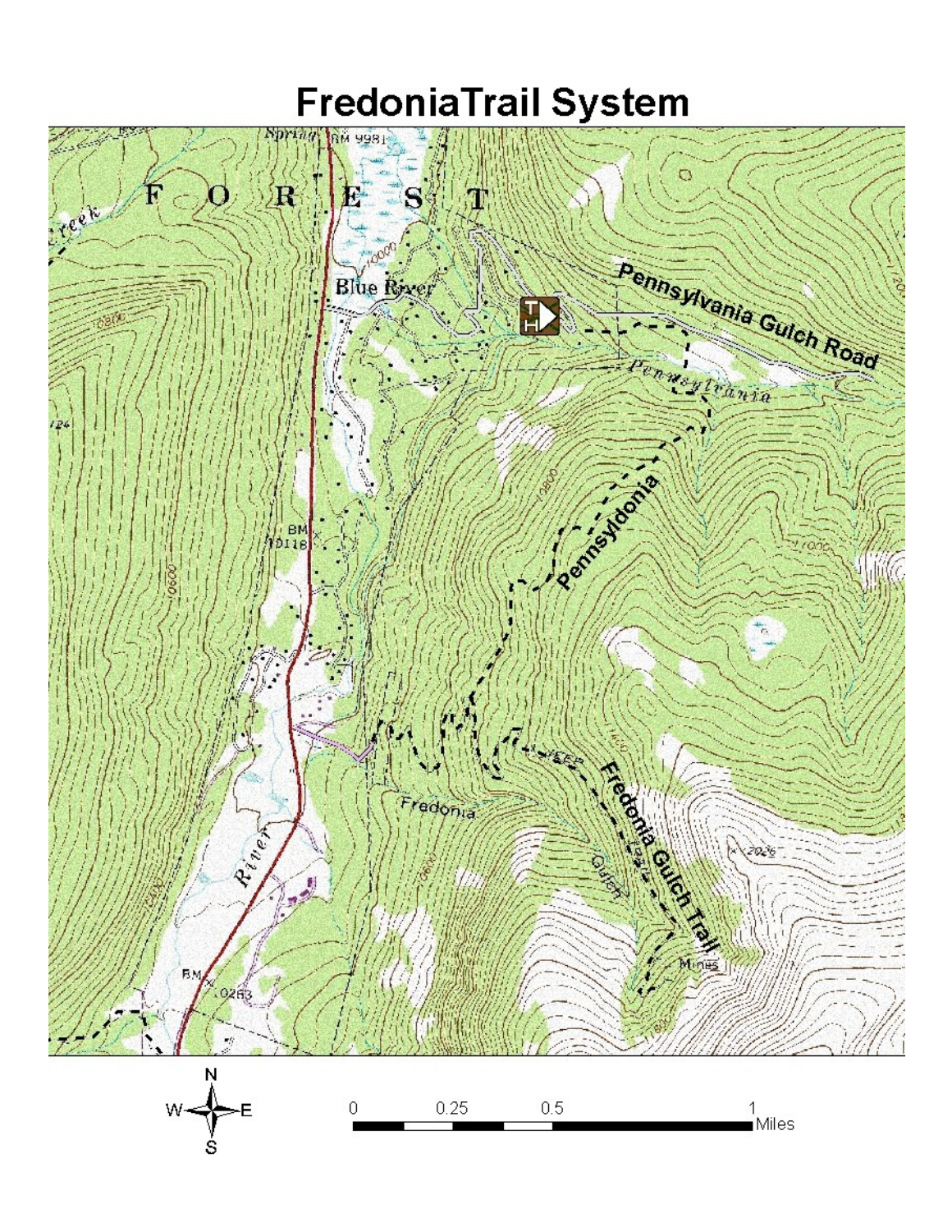# FredoniaTrail System

FOREST

Blue River

Pennsylvania Gulch Road

Pennsylvania

Pennsyldonia

Fredonia

Fredonia Gulch Trail

Gulch

Mines

BM 9981

BM 10118

BM 10263

River

N

W E

S

0 0.25 0.5 1 Miles